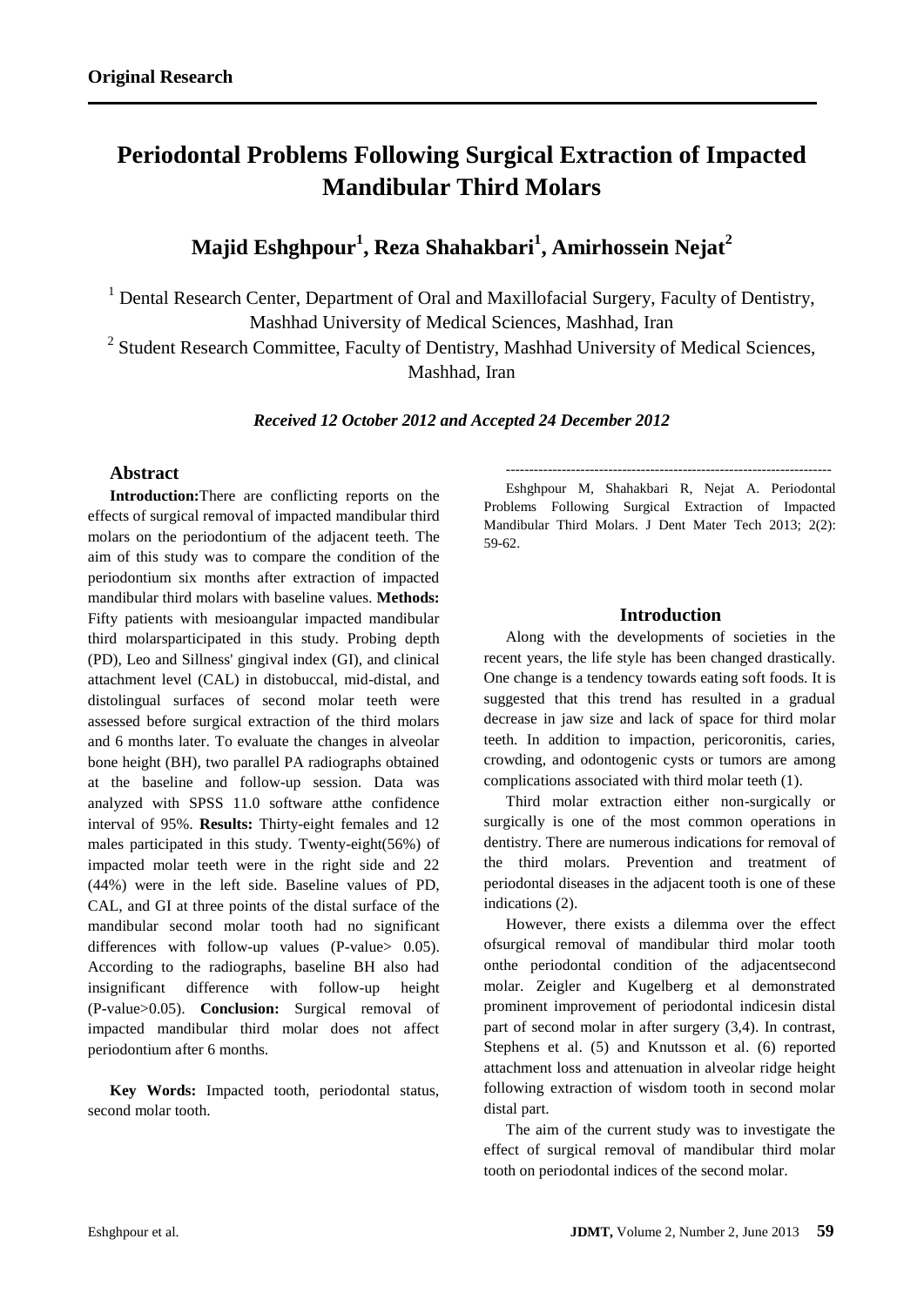**Original Research**

# Periodontal Problems Following Surgical Extraction of Impacted Mandibular Third Molars

**Majid Eshghpour[1], Reza Shahakbari[1], Amirhossein Nejat[2]**

[1] Dental Research Center, Department of Oral and Maxillofacial Surgery, Faculty of Dentistry, Mashhad University of Medical Sciences, Mashhad, Iran

[2] Student Research Committee, Faculty of Dentistry, Mashhad University of Medical Sciences, Mashhad, Iran

***Received 12 October 2012 and Accepted 24 December 2012***

## Abstract

**Introduction:**There are conflicting reports on the effects of surgical removal of impacted mandibular third molars on the periodontium of the adjacent teeth. The aim of this study was to compare the condition of the periodontium six months after extraction of impacted mandibular third molars with baseline values. **Methods:** Fifty patients with mesioangular impacted mandibular third molarsparticipated in this study. Probing depth (PD), Leo and Sillness' gingival index (GI), and clinical attachment level (CAL) in distobuccal, mid-distal, and distolingual surfaces of second molar teeth were assessed before surgical extraction of the third molars and 6 months later. To evaluate the changes in alveolar bone height (BH), two parallel PA radiographs obtained at the baseline and follow-up session. Data was analyzed with SPSS 11.0 software atthe confidence interval of 95%. **Results:** Thirty-eight females and 12 males participated in this study. Twenty-eight(56%) of impacted molar teeth were in the right side and 22 (44%) were in the left side. Baseline values of PD, CAL, and GI at three points of the distal surface of the mandibular second molar tooth had no significant differences with follow-up values (P-value> 0.05). According to the radiographs, baseline BH also had insignificant difference with follow-up height (P-value>0.05). **Conclusion:** Surgical removal of impacted mandibular third molar does not affect periodontium after 6 months.

**Key Words:** Impacted tooth, periodontal status, second molar tooth.

---

Eshghpour M, Shahakbari R, Nejat A. Periodontal Problems Following Surgical Extraction of Impacted Mandibular Third Molars. J Dent Mater Tech 2013; 2(2): 59-62.

## Introduction

Along with the developments of societies in the recent years, the life style has been changed drastically. One change is a tendency towards eating soft foods. It is suggested that this trend has resulted in a gradual decrease in jaw size and lack of space for third molar teeth. In addition to impaction, pericoronitis, caries, crowding, and odontogenic cysts or tumors are among complications associated with third molar teeth (1).

Third molar extraction either non-surgically or surgically is one of the most common operations in dentistry. There are numerous indications for removal of the third molars. Prevention and treatment of periodontal diseases in the adjacent tooth is one of these indications (2).

However, there exists a dilemma over the effect ofsurgical removal of mandibular third molar tooth onthe periodontal condition of the adjacentsecond molar. Zeigler and Kugelberg et al demonstrated prominent improvement of periodontal indicesin distal part of second molar in after surgery (3,4). In contrast, Stephens et al. (5) and Knutsson et al. (6) reported attachment loss and attenuation in alveolar ridge height following extraction of wisdom tooth in second molar distal part.

The aim of the current study was to investigate the effect of surgical removal of mandibular third molar tooth on periodontal indices of the second molar.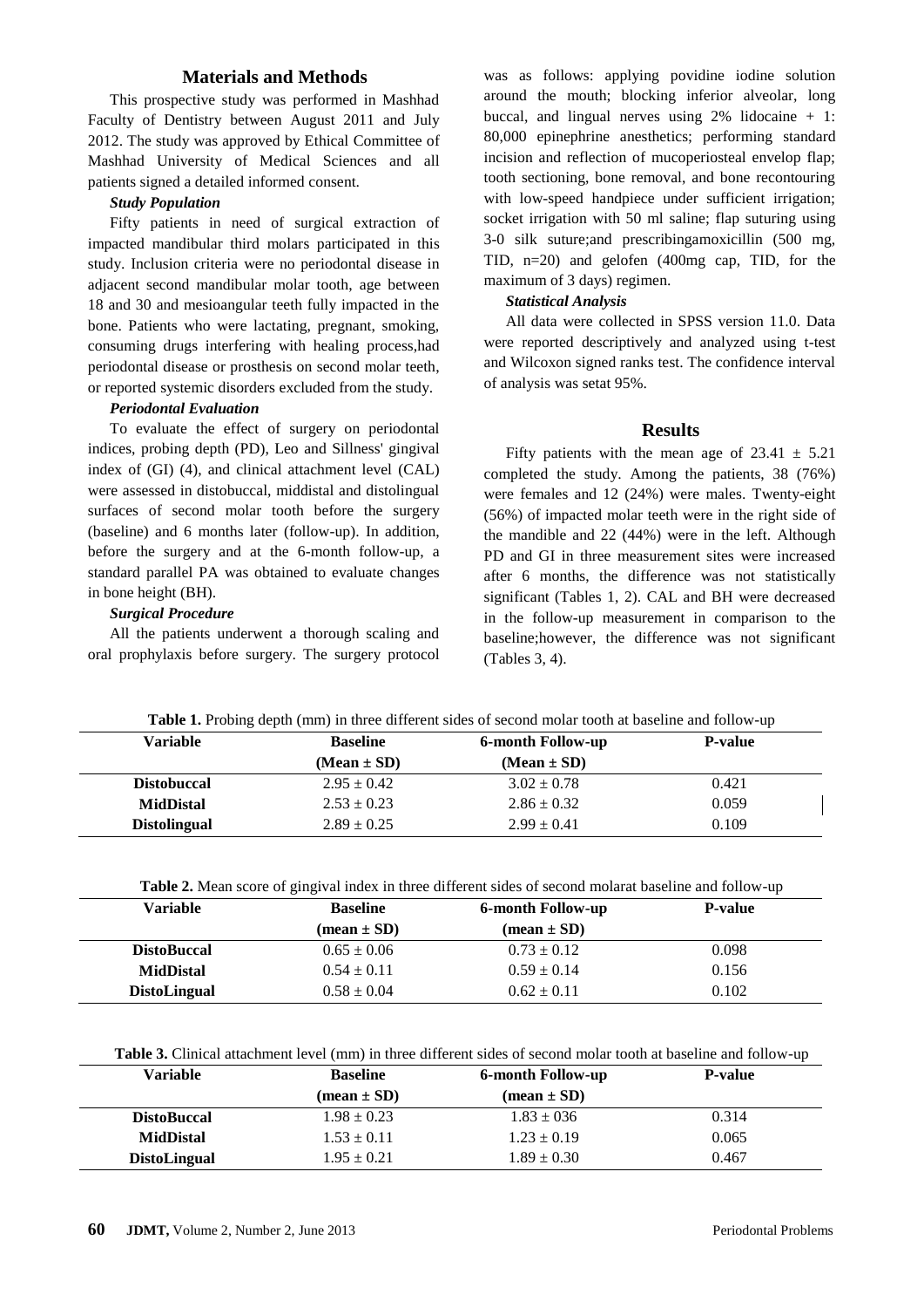## Materials and Methods

This prospective study was performed in Mashhad Faculty of Dentistry between August 2011 and July 2012. The study was approved by Ethical Committee of Mashhad University of Medical Sciences and all patients signed a detailed informed consent.

### *Study Population*

Fifty patients in need of surgical extraction of impacted mandibular third molars participated in this study. Inclusion criteria were no periodontal disease in adjacent second mandibular molar tooth, age between 18 and 30 and mesioangular teeth fully impacted in the bone. Patients who were lactating, pregnant, smoking, consuming drugs interfering with healing process,had periodontal disease or prosthesis on second molar teeth, or reported systemic disorders excluded from the study.

### *Periodontal Evaluation*

To evaluate the effect of surgery on periodontal indices, probing depth (PD), Leo and Sillness' gingival index of (GI) (4), and clinical attachment level (CAL) were assessed in distobuccal, middistal and distolingual surfaces of second molar tooth before the surgery (baseline) and 6 months later (follow-up). In addition, before the surgery and at the 6-month follow-up, a standard parallel PA was obtained to evaluate changes in bone height (BH).

### *Surgical Procedure*

All the patients underwent a thorough scaling and oral prophylaxis before surgery. The surgery protocol was as follows: applying povidine iodine solution around the mouth; blocking inferior alveolar, long buccal, and lingual nerves using 2% lidocaine + 1: 80,000 epinephrine anesthetics; performing standard incision and reflection of mucoperiosteal envelop flap; tooth sectioning, bone removal, and bone recontouring with low-speed handpiece under sufficient irrigation; socket irrigation with 50 ml saline; flap suturing using 3-0 silk suture;and prescribingamoxicillin (500 mg, TID, n=20) and gelofen (400mg cap, TID, for the maximum of 3 days) regimen.

### *Statistical Analysis*

All data were collected in SPSS version 11.0. Data were reported descriptively and analyzed using t-test and Wilcoxon signed ranks test. The confidence interval of analysis was setat 95%.

## Results

Fifty patients with the mean age of $23.41 \pm 5.21$ completed the study. Among the patients, 38 (76%) were females and 12 (24%) were males. Twenty-eight (56%) of impacted molar teeth were in the right side of the mandible and 22 (44%) were in the left. Although PD and GI in three measurement sites were increased after 6 months, the difference was not statistically significant (Tables 1, 2). CAL and BH were decreased in the follow-up measurement in comparison to the baseline;however, the difference was not significant (Tables 3, 4).

**Table 1.** Probing depth (mm) in three different sides of second molar tooth at baseline and follow-up

| Variable | Baseline (Mean ± SD) | 6-month Follow-up (Mean ± SD) | P-value |
|---|---|---|---|
| **Distobuccal** | 2.95 ± 0.42 | 3.02 ± 0.78 | 0.421 |
| **MidDistal** | 2.53 ± 0.23 | 2.86 ± 0.32 | 0.059 |
| **Distolingual** | 2.89 ± 0.25 | 2.99 ± 0.41 | 0.109 |

**Table 2.** Mean score of gingival index in three different sides of second molarat baseline and follow-up

| Variable | Baseline (mean ± SD) | 6-month Follow-up (mean ± SD) | P-value |
|---|---|---|---|
| **DistoBuccal** | 0.65 ± 0.06 | 0.73 ± 0.12 | 0.098 |
| **MidDistal** | 0.54 ± 0.11 | 0.59 ± 0.14 | 0.156 |
| **DistoLingual** | 0.58 ± 0.04 | 0.62 ± 0.11 | 0.102 |

**Table 3.** Clinical attachment level (mm) in three different sides of second molar tooth at baseline and follow-up

| Variable | Baseline (mean ± SD) | 6-month Follow-up (mean ± SD) | P-value |
|---|---|---|---|
| **DistoBuccal** | 1.98 ± 0.23 | 1.83 ± 036 | 0.314 |
| **MidDistal** | 1.53 ± 0.11 | 1.23 ± 0.19 | 0.065 |
| **DistoLingual** | 1.95 ± 0.21 | 1.89 ± 0.30 | 0.467 |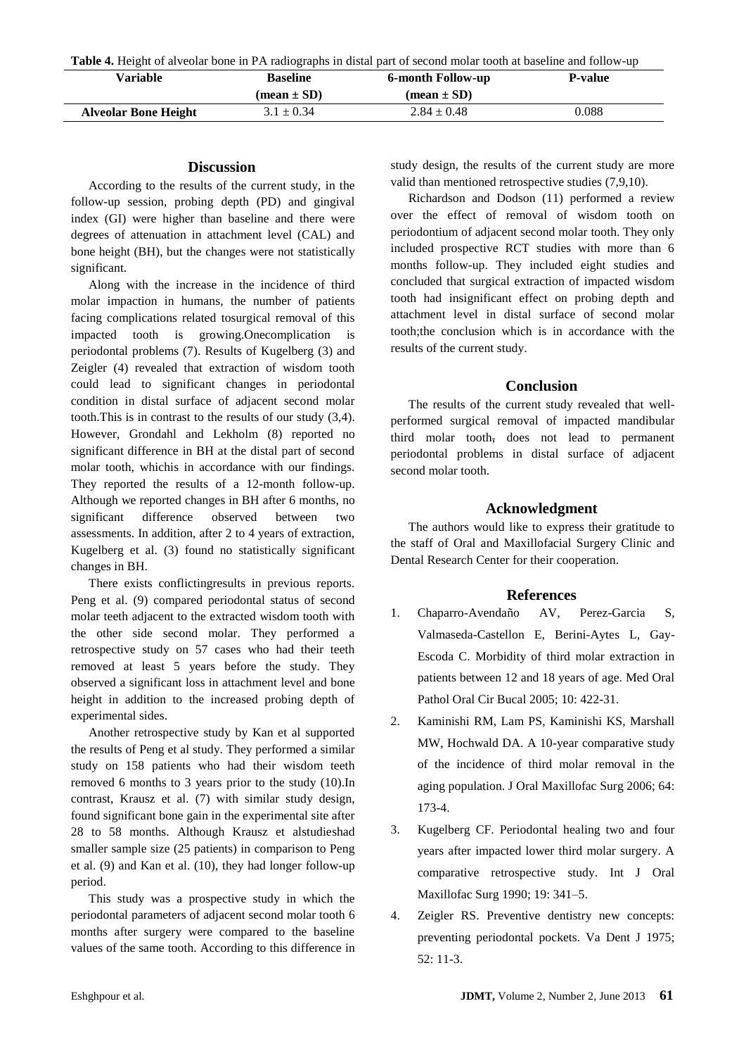**Table 4.** Height of alveolar bone in PA radiographs in distal part of second molar tooth at baseline and follow-up

| Variable | Baseline (mean ± SD) | 6-month Follow-up (mean ± SD) | P-value |
|---|---|---|---|
| **Alveolar Bone Height** | 3.1 ± 0.34 | 2.84 ± 0.48 | 0.088 |

## Discussion

According to the results of the current study, in the follow-up session, probing depth (PD) and gingival index (GI) were higher than baseline and there were degrees of attenuation in attachment level (CAL) and bone height (BH), but the changes were not statistically significant.

Along with the increase in the incidence of third molar impaction in humans, the number of patients facing complications related tosurgical removal of this impacted tooth is growing.Onecomplication is periodontal problems (7). Results of Kugelberg (3) and Zeigler (4) revealed that extraction of wisdom tooth could lead to significant changes in periodontal condition in distal surface of adjacent second molar tooth.This is in contrast to the results of our study (3,4). However, Grondahl and Lekholm (8) reported no significant difference in BH at the distal part of second molar tooth, whichis in accordance with our findings. They reported the results of a 12-month follow-up. Although we reported changes in BH after 6 months, no significant difference observed between two assessments. In addition, after 2 to 4 years of extraction, Kugelberg et al. (3) found no statistically significant changes in BH.

There exists conflictingresults in previous reports. Peng et al. (9) compared periodontal status of second molar teeth adjacent to the extracted wisdom tooth with the other side second molar. They performed a retrospective study on 57 cases who had their teeth removed at least 5 years before the study. They observed a significant loss in attachment level and bone height in addition to the increased probing depth of experimental sides.

Another retrospective study by Kan et al supported the results of Peng et al study. They performed a similar study on 158 patients who had their wisdom teeth removed 6 months to 3 years prior to the study (10).In contrast, Krausz et al. (7) with similar study design, found significant bone gain in the experimental site after 28 to 58 months. Although Krausz et alstudieshad smaller sample size (25 patients) in comparison to Peng et al. (9) and Kan et al. (10), they had longer follow-up period.

This study was a prospective study in which the periodontal parameters of adjacent second molar tooth 6 months after surgery were compared to the baseline values of the same tooth. According to this difference in study design, the results of the current study are more valid than mentioned retrospective studies (7,9,10).

Richardson and Dodson (11) performed a review over the effect of removal of wisdom tooth on periodontium of adjacent second molar tooth. They only included prospective RCT studies with more than 6 months follow-up. They included eight studies and concluded that surgical extraction of impacted wisdom tooth had insignificant effect on probing depth and attachment level in distal surface of second molar tooth;the conclusion which is in accordance with the results of the current study.

## Conclusion

The results of the current study revealed that well-performed surgical removal of impacted mandibular third molar tooth, does not lead to permanent periodontal problems in distal surface of adjacent second molar tooth.

## Acknowledgment

The authors would like to express their gratitude to the staff of Oral and Maxillofacial Surgery Clinic and Dental Research Center for their cooperation.

## References

1. Chaparro-Avendaño AV, Perez-Garcia S, Valmaseda-Castellon E, Berini-Aytes L, Gay-Escoda C. Morbidity of third molar extraction in patients between 12 and 18 years of age. Med Oral Pathol Oral Cir Bucal 2005; 10: 422-31.
2. Kaminishi RM, Lam PS, Kaminishi KS, Marshall MW, Hochwald DA. A 10-year comparative study of the incidence of third molar removal in the aging population. J Oral Maxillofac Surg 2006; 64: 173-4.
3. Kugelberg CF. Periodontal healing two and four years after impacted lower third molar surgery. A comparative retrospective study. Int J Oral Maxillofac Surg 1990; 19: 341–5.
4. Zeigler RS. Preventive dentistry new concepts: preventing periodontal pockets. Va Dent J 1975; 52: 11-3.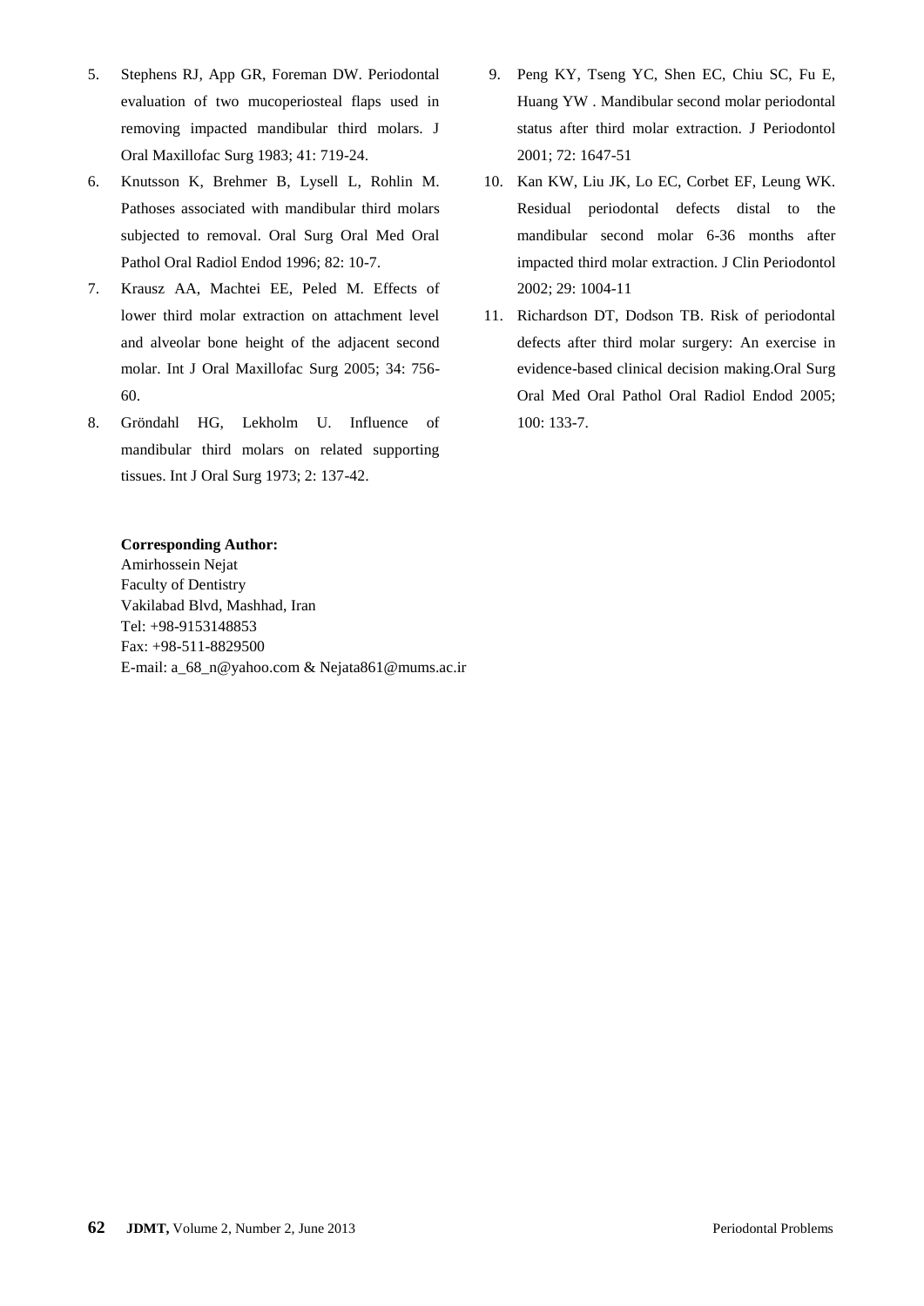5. Stephens RJ, App GR, Foreman DW. Periodontal evaluation of two mucoperiosteal flaps used in removing impacted mandibular third molars. J Oral Maxillofac Surg 1983; 41: 719-24.
6. Knutsson K, Brehmer B, Lysell L, Rohlin M. Pathoses associated with mandibular third molars subjected to removal. Oral Surg Oral Med Oral Pathol Oral Radiol Endod 1996; 82: 10-7.
7. Krausz AA, Machtei EE, Peled M. Effects of lower third molar extraction on attachment level and alveolar bone height of the adjacent second molar. Int J Oral Maxillofac Surg 2005; 34: 756-60.
8. Gröndahl HG, Lekholm U. Influence of mandibular third molars on related supporting tissues. Int J Oral Surg 1973; 2: 137-42.
9. Peng KY, Tseng YC, Shen EC, Chiu SC, Fu E, Huang YW . Mandibular second molar periodontal status after third molar extraction. J Periodontol 2001; 72: 1647-51
10. Kan KW, Liu JK, Lo EC, Corbet EF, Leung WK. Residual periodontal defects distal to the mandibular second molar 6-36 months after impacted third molar extraction. J Clin Periodontol 2002; 29: 1004-11
11. Richardson DT, Dodson TB. Risk of periodontal defects after third molar surgery: An exercise in evidence-based clinical decision making.Oral Surg Oral Med Oral Pathol Oral Radiol Endod 2005; 100: 133-7.

**Corresponding Author:**
Amirhossein Nejat
Faculty of Dentistry
Vakilabad Blvd, Mashhad, Iran
Tel: +98-9153148853
Fax: +98-511-8829500
E-mail: a_68_n@yahoo.com & Nejata861@mums.ac.ir